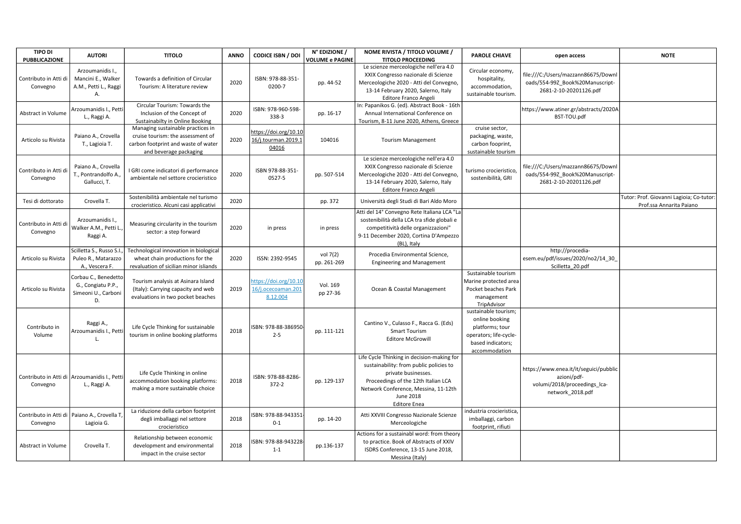| TIPO DI PUBBLICAZIONE | AUTORI | TITOLO | ANNO | CODICE ISBN / DOI | N° EDIZIONE / VOLUME e PAGINE | NOME RIVISTA / TITOLO VOLUME / TITOLO PROCEEDING | PAROLE CHIAVE | open access | NOTE |
|---|---|---|---|---|---|---|---|---|---|
| Contributo in Atti di Convegno | Arzoumanidis I., Mancini E., Walker A.M., Petti L., Raggi A. | Towards a definition of Circular Tourism: A literature review | 2020 | ISBN: 978-88-351-0200-7 | pp. 44-52 | Le scienze merceologiche nell'era 4.0 XXIX Congresso nazionale di Scienze Merceologiche 2020 - Atti del Convegno, 13-14 February 2020, Salerno, Italy Editore Franco Angeli | Circular economy, hospitality, accommodation, sustainable tourism. | file:///C:/Users/mazzann86675/Downloads/554-99Z_Book%20Manuscript-2681-2-10-20201126.pdf | |
| Abstract in Volume | Arzoumanidis I., Petti L., Raggi A. | Circular Tourism: Towards the Inclusion of the Concept of Sustainabilty in Online Booking | 2020 | ISBN: 978-960-598-338-3 | pp. 16-17 | In: Papanikos G. (ed). Abstract Book - 16th Annual International Conference on Tourism, 8-11 June 2020, Athens, Greece | | https://www.atiner.gr/abstracts/2020ABST-TOU.pdf | |
| Articolo su Rivista | Paiano A., Crovella T., Lagioia T. | Managing sustainable practices in cruise tourism: the assessment of carbon footprint and waste of water and beverage packaging | 2020 | https://doi.org/10.1016/j.tourman.2019.104016 | 104016 | Tourism Management | cruise sector, packaging, waste, carbon fooprint, sustainable tourism | | |
| Contributo in Atti di Convegno | Paiano A., Crovella T., Pontrandolfo A., Gallucci, T. | I GRI come indicatori di performance ambientale nel settore crocieristico | 2020 | ISBN 978-88-351-0527-5 | pp. 507-514 | Le scienze merceologiche nell'era 4.0 XXIX Congresso nazionale di Scienze Merceologiche 2020 - Atti del Convegno, 13-14 February 2020, Salerno, Italy Editore Franco Angeli | turismo crocieristico, sostenibilità, GRI | file:///C:/Users/mazzann86675/Downloads/554-99Z_Book%20Manuscript-2681-2-10-20201126.pdf | |
| Tesi di dottorato | Crovella T. | Sostenibilità ambientale nel turismo crocieristico. Alcuni casi applicativi | 2020 | | pp. 372 | Università degli Studi di Bari Aldo Moro | | | Tutor: Prof. Giovanni Lagioia; Co-tutor: Prof.ssa Annarita Paiano |
| Contributo in Atti di Convegno | Arzoumanidis I., Walker A.M., Petti L., Raggi A. | Measuring circularity in the tourism sector: a step forward | 2020 | in press | in press | Atti del 14° Convegno Rete Italiana LCA "La sostenibilità della LCA tra sfide globali e competitività delle organizzazioni" 9-11 December 2020, Cortina D'Ampezzo (BL), Italy | | | |
| Articolo su Rivista | Scilletta S., Russo S.I., Puleo R., Matarazzo A., Vescera F. | Technological innovation in biological wheat chain productions for the revaluation of sicilian minor islands | 2020 | ISSN: 2392-9545 | vol 7(2) pp. 261-269 | Procedia Environmental Science, Engineering and Management | | http://procedia-esem.eu/pdf/issues/2020/no2/14_30_Scilletta_20.pdf | |
| Articolo su Rivista | Corbau C., Benedetto G., Congiatu P.P., Simeoni U., Carboni D. | Tourism analysis at Asinara Island (Italy): Carrying capacity and web evaluations in two pocket beaches | 2019 | https://doi.org/10.1016/j.ocecoaman.2018.12.004 | Vol. 169 pp 27-36 | Ocean & Coastal Management | Sustainable tourism Marine protected area Pocket beaches Park management TripAdvisor | | |
| Contributo in Volume | Raggi A., Arzoumanidis I., Petti L. | Life Cycle Thinking for sustainable tourism in online booking platforms | 2018 | ISBN: 978-88-386950-2-5 | pp. 111-121 | Cantino V., Culasso F., Racca G. (Eds) Smart Tourism Editore McGrowill | sustainable tourism; online booking platforms; tour operators; life-cycle-based indicators; accommodation | | |
| Contributo in Atti di Convegno | Arzoumanidis I., Petti L., Raggi A. | Life Cycle Thinking in online accommodation booking platforms: making a more sustainable choice | 2018 | ISBN: 978-88-8286-372-2 | pp. 129-137 | Life Cycle Thinking in decision-making for sustainability: from public policies to private businesses. Proceedings of the 12th Italian LCA Network Conference, Messina, 11-12th June 2018 Editore Enea | | https://www.enea.it/it/seguici/pubblicazioni/pdf-volumi/2018/proceedings_lca-network_2018.pdf | |
| Contributo in Atti di Convegno | Paiano A., Crovella T, Lagioia G. | La riduzione della carbon footprint degli imballaggi nel settore crocieristico | 2018 | ISBN: 978-88-943351-0-1 | pp. 14-20 | Atti XXVIII Congresso Nazionale Scienze Merceologiche | industria crocieristica, imballaggi, carbon footprint, rifiuti | | |
| Abstract in Volume | Crovella T. | Relationship between economic development and environmental impact in the cruise sector | 2018 | ISBN: 978-88-943228-1-1 | pp.136-137 | Actions for a sustainabl word: from theory to practice. Book of Abstracts of XXIV ISDRS Conference, 13-15 June 2018, Messina (Italy) | | | |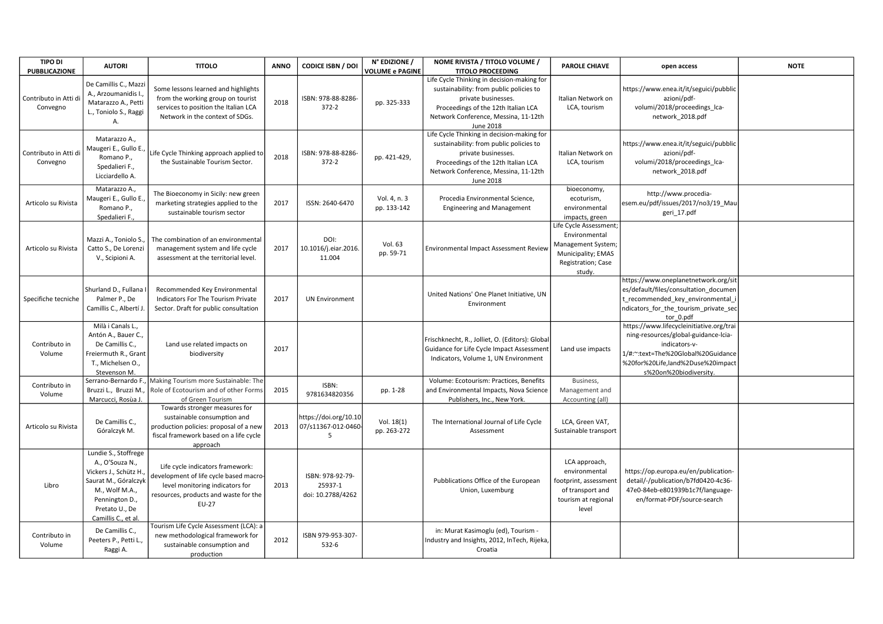| TIPO DI PUBBLICAZIONE | AUTORI | TITOLO | ANNO | CODICE ISBN / DOI | N° EDIZIONE / VOLUME e PAGINE | NOME RIVISTA / TITOLO VOLUME / TITOLO PROCEEDING | PAROLE CHIAVE | open access | NOTE |
|---|---|---|---|---|---|---|---|---|---|
| Contributo in Atti di Convegno | De Camillis C., Mazzi A., Arzoumanidis I., Matarazzo A., Petti L., Toniolo S., Raggi A. | Some lessons learned and highlights from the working group on tourist services to position the Italian LCA Network in the context of SDGs. | 2018 | ISBN: 978-88-8286-372-2 | pp. 325-333 | Life Cycle Thinking in decision-making for sustainability: from public policies to private businesses. Proceedings of the 12th Italian LCA Network Conference, Messina, 11-12th June 2018 | Italian Network on LCA, tourism | https://www.enea.it/it/seguici/pubblicazioni/pdf-volumi/2018/proceedings_lca-network_2018.pdf | |
| Contributo in Atti di Convegno | Matarazzo A., Maugeri E., Gullo E., Romano P., Spedalieri F., Licciardello A. | Life Cycle Thinking approach applied to the Sustainable Tourism Sector. | 2018 | ISBN: 978-88-8286-372-2 | pp. 421-429, | Life Cycle Thinking in decision-making for sustainability: from public policies to private businesses. Proceedings of the 12th Italian LCA Network Conference, Messina, 11-12th June 2018 | Italian Network on LCA, tourism | https://www.enea.it/it/seguici/pubblicazioni/pdf-volumi/2018/proceedings_lca-network_2018.pdf | |
| Articolo su Rivista | Matarazzo A., Maugeri E., Gullo E., Romano P., Spedalieri F., | The Bioeconomy in Sicily: new green marketing strategies applied to the sustainable tourism sector | 2017 | ISSN: 2640-6470 | Vol. 4, n. 3 pp. 133-142 | Procedia Environmental Science, Engineering and Management | bioeconomy, ecoturism, environmental impacts, green | http://www.procedia-esem.eu/pdf/issues/2017/no3/19_Maugeri_17.pdf | |
| Articolo su Rivista | Mazzi A., Toniolo S., Catto S., De Lorenzi V., Scipioni A. | The combination of an environmental management system and life cycle assessment at the territorial level. | 2017 | DOI: 10.1016/j.eiar.2016.11.004 | Vol. 63 pp. 59-71 | Environmental Impact Assessment Review | Life Cycle Assessment; Environmental Management System; Municipality; EMAS Registration; Case study. | | |
| Specifiche tecniche | Shurland D., Fullana I Palmer P., De Camillis C., Albertí J. | Recommended Key Environmental Indicators For The Tourism Private Sector. Draft for public consultation | 2017 | UN Environment | | United Nations' One Planet Initiative, UN Environment | | https://www.oneplanetnetwork.org/sites/default/files/consultation_document_recommended_key_environmental_indicators_for_the_tourism_private_sector_0.pdf | |
| Contributo in Volume | Milà i Canals L., Antón A., Bauer C., De Camillis C., Freiermuth R., Grant T., Michelsen O., Stevenson M. | Land use related impacts on biodiversity | 2017 | | | Frischknecht, R., Jolliet, O. (Editors): Global Guidance for Life Cycle Impact Assessment Indicators, Volume 1, UN Environment | Land use impacts | https://www.lifecycleinitiative.org/training-resources/global-guidance-lcia-indicators-v-1/#:~:text=The%20Global%20Guidance%20for%20Life,land%20use%20impacts%20on%20biodiversity. | |
| Contributo in Volume | Serrano-Bernardo F., Bruzzi L., Bruzzi M., Marcucci, Rosùa J. | Making Tourism more Sustainable: The Role of Ecotourism and of other Forms of Green Tourism | 2015 | ISBN: 9781634820356 | pp. 1-28 | Volume: Ecotourism: Practices, Benefits and Environmental Impacts, Nova Science Publishers, Inc., New York. | Business, Management and Accounting (all) | | |
| Articolo su Rivista | De Camillis C., Góralczyk M. | Towards stronger measures for sustainable consumption and production policies: proposal of a new fiscal framework based on a life cycle approach | 2013 | https://doi.org/10.1007/s11367-012-0460-5 | Vol. 18(1) pp. 263-272 | The International Journal of Life Cycle Assessment | LCA, Green VAT, Sustainable transport | | |
| Libro | Lundie S., Stoffrege A., O'Souza N., Vickers J., Schütz H., Saurat M., Góralczyk M., Wolf M.A., Pennington D., Pretato U., De Camillis C., et al. | Life cycle indicators framework: development of life cycle based macro-level monitoring indicators for resources, products and waste for the EU-27 | 2013 | ISBN: 978-92-79-25937-1 doi: 10.2788/4262 | | Pubblications Office of the European Union, Luxemburg | LCA approach, environmental footprint, assessment of transport and tourism at regional level | https://op.europa.eu/en/publication-detail/-/publication/b7fd0420-4c36-47e0-84eb-e801939b1c7f/language-en/format-PDF/source-search | |
| Contributo in Volume | De Camillis C., Peeters P., Petti L., Raggi A. | Tourism Life Cycle Assessment (LCA): a new methodological framework for sustainable consumption and production | 2012 | ISBN 979-953-307-532-6 | | in: Murat Kasimoglu (ed), Tourism - Industry and Insights, 2012, InTech, Rijeka, Croatia | | | |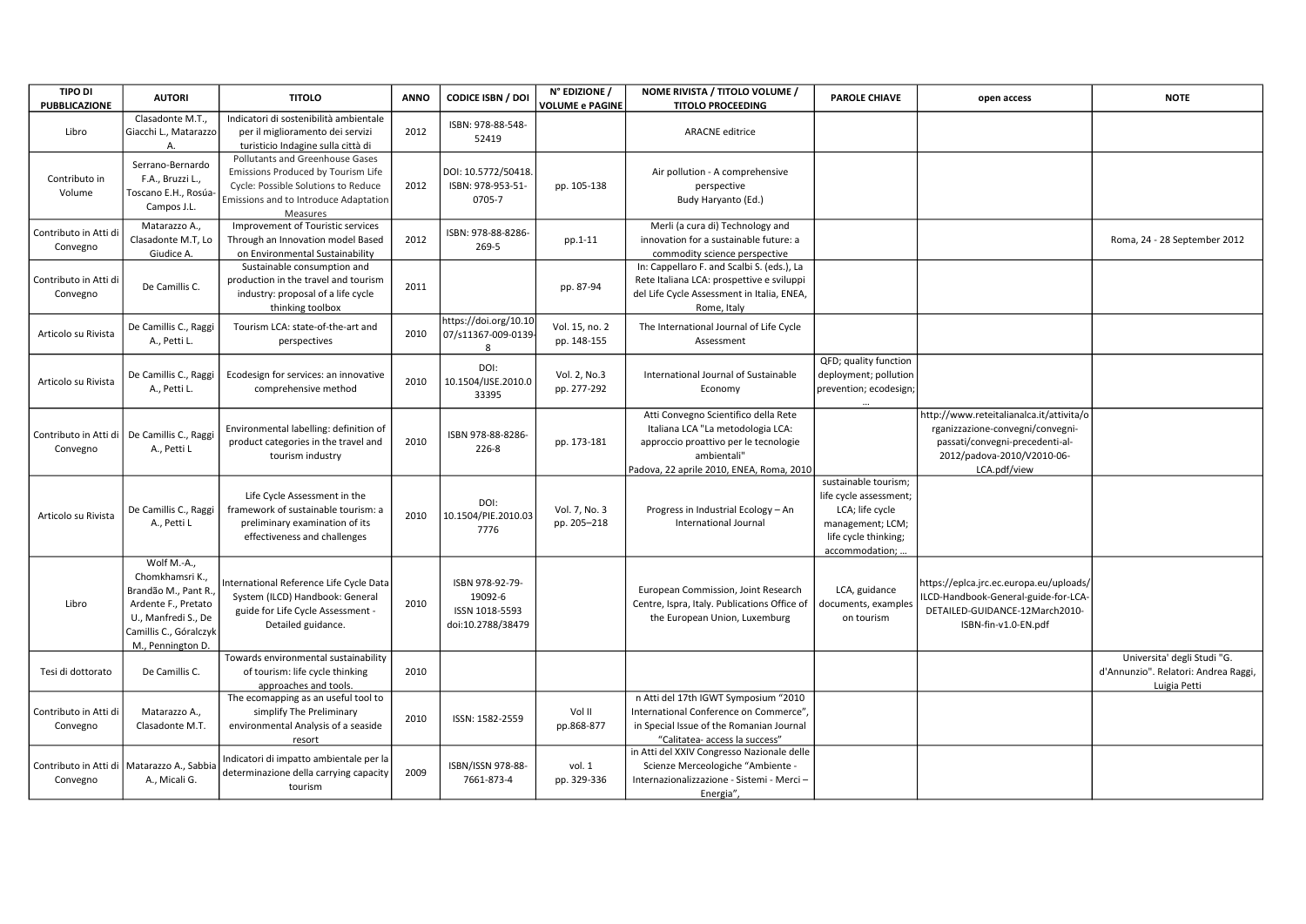| TIPO DI PUBBLICAZIONE | AUTORI | TITOLO | ANNO | CODICE ISBN / DOI | N° EDIZIONE / VOLUME e PAGINE | NOME RIVISTA / TITOLO VOLUME / TITOLO PROCEEDING | PAROLE CHIAVE | open access | NOTE |
|---|---|---|---|---|---|---|---|---|---|
| Libro | Clasadonte M.T., Giacchi L., Matarazzo A. | Indicatori di sostenibilità ambientale per il miglioramento dei servizi turisticio Indagine sulla città di | 2012 | ISBN: 978-88-548-52419 | | ARACNE editrice | | | |
| Contributo in Volume | Serrano-Bernardo F.A., Bruzzi L., Toscano E.H., Rosúa-Campos J.L. | Pollutants and Greenhouse Gases Emissions Produced by Tourism Life Cycle: Possible Solutions to Reduce Emissions and to Introduce Adaptation Measures | 2012 | DOI: 10.5772/50418. ISBN: 978-953-51-0705-7 | pp. 105-138 | Air pollution - A comprehensive perspective Budy Haryanto (Ed.) | | | |
| Contributo in Atti di Convegno | Matarazzo A., Clasadonte M.T, Lo Giudice A. | Improvement of Touristic services Through an Innovation model Based on Environmental Sustainability | 2012 | ISBN: 978-88-8286-269-5 | pp.1-11 | Merli (a cura di) Technology and innovation for a sustainable future: a commodity science perspective | | | Roma, 24 - 28 September 2012 |
| Contributo in Atti di Convegno | De Camillis C. | Sustainable consumption and production in the travel and tourism industry: proposal of a life cycle thinking toolbox | 2011 | | pp. 87-94 | In: Cappellaro F. and Scalbi S. (eds.), La Rete Italiana LCA: prospettive e sviluppi del Life Cycle Assessment in Italia, ENEA, Rome, Italy | | | |
| Articolo su Rivista | De Camillis C., Raggi A., Petti L. | Tourism LCA: state-of-the-art and perspectives | 2010 | https://doi.org/10.1007/s11367-009-0139-8 | Vol. 15, no. 2 pp. 148-155 | The International Journal of Life Cycle Assessment | | | |
| Articolo su Rivista | De Camillis C., Raggi A., Petti L. | Ecodesign for services: an innovative comprehensive method | 2010 | DOI: 10.1504/IJSE.2010.033395 | Vol. 2, No.3 pp. 277-292 | International Journal of Sustainable Economy | QFD; quality function deployment; pollution prevention; ecodesign; … | | |
| Contributo in Atti di Convegno | De Camillis C., Raggi A., Petti L | Environmental labelling: definition of product categories in the travel and tourism industry | 2010 | ISBN 978-88-8286-226-8 | pp. 173-181 | Atti Convegno Scientifico della Rete Italiana LCA "La metodologia LCA: approccio proattivo per le tecnologie ambientali" Padova, 22 aprile 2010, ENEA, Roma, 2010 | | http://www.reteitalianalca.it/attivita/organizzazione-convegni/convegni-passati/convegni-precedenti-al-2012/padova-2010/V2010-06-LCA.pdf/view | |
| Articolo su Rivista | De Camillis C., Raggi A., Petti L | Life Cycle Assessment in the framework of sustainable tourism: a preliminary examination of its effectiveness and challenges | 2010 | DOI: 10.1504/PIE.2010.037776 | Vol. 7, No. 3 pp. 205–218 | Progress in Industrial Ecology – An International Journal | sustainable tourism; life cycle assessment; LCA; life cycle management; LCM; life cycle thinking; accommodation; … | | |
| Libro | Wolf M.-A., Chomkhamsri K., Brandão M., Pant R., Ardente F., Pretato U., Manfredi S., De Camillis C., Góralczyk M., Pennington D. | International Reference Life Cycle Data System (ILCD) Handbook: General guide for Life Cycle Assessment - Detailed guidance. | 2010 | ISBN 978-92-79-19092-6 ISSN 1018-5593 doi:10.2788/38479 | | European Commission, Joint Research Centre, Ispra, Italy. Publications Office of the European Union, Luxemburg | LCA, guidance documents, examples on tourism | https://eplca.jrc.ec.europa.eu/uploads/ILCD-Handbook-General-guide-for-LCA-DETAILED-GUIDANCE-12March2010-ISBN-fin-v1.0-EN.pdf | |
| Tesi di dottorato | De Camillis C. | Towards environmental sustainability of tourism: life cycle thinking approaches and tools. | 2010 | | | | | | Universita' degli Studi "G. d'Annunzio". Relatori: Andrea Raggi, Luigia Petti |
| Contributo in Atti di Convegno | Matarazzo A., Clasadonte M.T. | The ecomapping as an useful tool to simplify The Preliminary environmental Analysis of a seaside resort | 2010 | ISSN: 1582-2559 | Vol II pp.868-877 | n Atti del 17th IGWT Symposium "2010 International Conference on Commerce", in Special Issue of the Romanian Journal "Calitatea- access la success" | | | |
| Contributo in Atti di Convegno | Matarazzo A., Sabbia A., Micali G. | Indicatori di impatto ambientale per la determinazione della carrying capacity tourism | 2009 | ISBN/ISSN 978-88-7661-873-4 | vol. 1 pp. 329-336 | in Atti del XXIV Congresso Nazionale delle Scienze Merceologiche "Ambiente - Internazionalizzazione - Sistemi - Merci – Energia", | | | |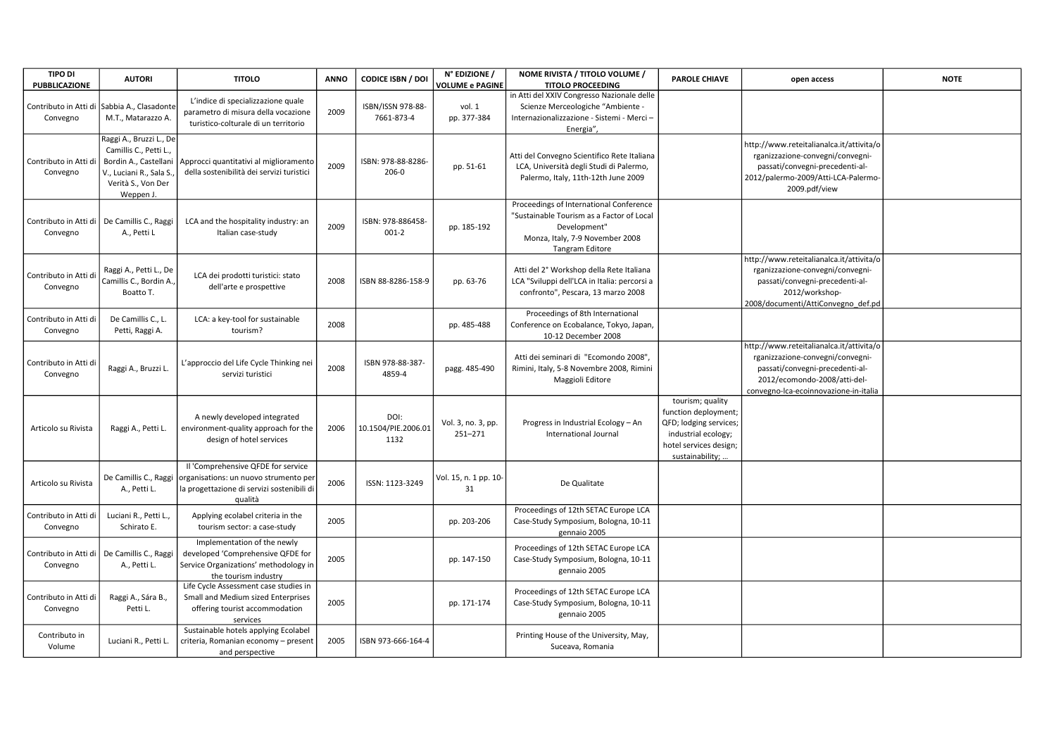| TIPO DI PUBBLICAZIONE | AUTORI | TITOLO | ANNO | CODICE ISBN / DOI | N° EDIZIONE / VOLUME e PAGINE | NOME RIVISTA / TITOLO VOLUME / TITOLO PROCEEDING | PAROLE CHIAVE | open access | NOTE |
|---|---|---|---|---|---|---|---|---|---|
| Contributo in Atti di Convegno | Sabbia A., Clasadonte M.T., Matarazzo A. | L'indice di specializzazione quale parametro di misura della vocazione turistico-colturale di un territorio | 2009 | ISBN/ISSN 978-88-7661-873-4 | vol. 1 pp. 377-384 | in Atti del XXIV Congresso Nazionale delle Scienze Merceologiche "Ambiente - Internazionalizzazione - Sistemi - Merci – Energia", | | | |
| Contributo in Atti di Convegno | Raggi A., Bruzzi L., De Camillis C., Petti L., Bordin A., Castellani V., Luciani R., Sala S., Verità S., Von Der Weppen J. | Approcci quantitativi al miglioramento della sostenibilità dei servizi turistici | 2009 | ISBN: 978-88-8286-206-0 | pp. 51-61 | Atti del Convegno Scientifico Rete Italiana LCA, Università degli Studi di Palermo, Palermo, Italy, 11th-12th June 2009 | | http://www.reteitalianalca.it/attivita/organizzazione-convegni/convegni-passati/convegni-precedenti-al-2012/palermo-2009/Atti-LCA-Palermo-2009.pdf/view | |
| Contributo in Atti di Convegno | De Camillis C., Raggi A., Petti L | LCA and the hospitality industry: an Italian case-study | 2009 | ISBN: 978-886458-001-2 | pp. 185-192 | Proceedings of International Conference "Sustainable Tourism as a Factor of Local Development" Monza, Italy, 7-9 November 2008 Tangram Editore | | | |
| Contributo in Atti di Convegno | Raggi A., Petti L., De Camillis C., Bordin A., Boatto T. | LCA dei prodotti turistici: stato dell'arte e prospettive | 2008 | ISBN 88-8286-158-9 | pp. 63-76 | Atti del 2° Workshop della Rete Italiana LCA "Sviluppi dell'LCA in Italia: percorsi a confronto", Pescara, 13 marzo 2008 | | http://www.reteitalianalca.it/attivita/organizzazione-convegni/convegni-passati/convegni-precedenti-al-2012/workshop-2008/documenti/AttiConvegno_def.pd | |
| Contributo in Atti di Convegno | De Camillis C., L. Petti, Raggi A. | LCA: a key-tool for sustainable tourism? | 2008 | | pp. 485-488 | Proceedings of 8th International Conference on Ecobalance, Tokyo, Japan, 10-12 December 2008 | | | |
| Contributo in Atti di Convegno | Raggi A., Bruzzi L. | L'approccio del Life Cycle Thinking nei servizi turistici | 2008 | ISBN 978-88-387-4859-4 | pagg. 485-490 | Atti dei seminari di "Ecomondo 2008", Rimini, Italy, 5-8 Novembre 2008, Rimini Maggioli Editore | | http://www.reteitalianalca.it/attivita/organizzazione-convegni/convegni-passati/convegni-precedenti-al-2012/ecomondo-2008/atti-del-convegno-lca-ecoinnovazione-in-italia | |
| Articolo su Rivista | Raggi A., Petti L. | A newly developed integrated environment-quality approach for the design of hotel services | 2006 | DOI: 10.1504/PIE.2006.011132 | Vol. 3, no. 3, pp. 251–271 | Progress in Industrial Ecology – An International Journal | tourism; quality function deployment; QFD; lodging services; industrial ecology; hotel services design; sustainability; … | | |
| Articolo su Rivista | De Camillis C., Raggi A., Petti L. | Il 'Comprehensive QFDE for service organisations: un nuovo strumento per la progettazione di servizi sostenibili di qualità | 2006 | ISSN: 1123-3249 | Vol. 15, n. 1 pp. 10-31 | De Qualitate | | | |
| Contributo in Atti di Convegno | Luciani R., Petti L., Schirato E. | Applying ecolabel criteria in the tourism sector: a case-study | 2005 | | pp. 203-206 | Proceedings of 12th SETAC Europe LCA Case-Study Symposium, Bologna, 10-11 gennaio 2005 | | | |
| Contributo in Atti di Convegno | De Camillis C., Raggi A., Petti L. | Implementation of the newly developed 'Comprehensive QFDE for Service Organizations' methodology in the tourism industry | 2005 | | pp. 147-150 | Proceedings of 12th SETAC Europe LCA Case-Study Symposium, Bologna, 10-11 gennaio 2005 | | | |
| Contributo in Atti di Convegno | Raggi A., Sára B., Petti L. | Life Cycle Assessment case studies in Small and Medium sized Enterprises offering tourist accommodation services | 2005 | | pp. 171-174 | Proceedings of 12th SETAC Europe LCA Case-Study Symposium, Bologna, 10-11 gennaio 2005 | | | |
| Contributo in Volume | Luciani R., Petti L. | Sustainable hotels applying Ecolabel criteria, Romanian economy – present and perspective | 2005 | ISBN 973-666-164-4 | | Printing House of the University, May, Suceava, Romania | | | |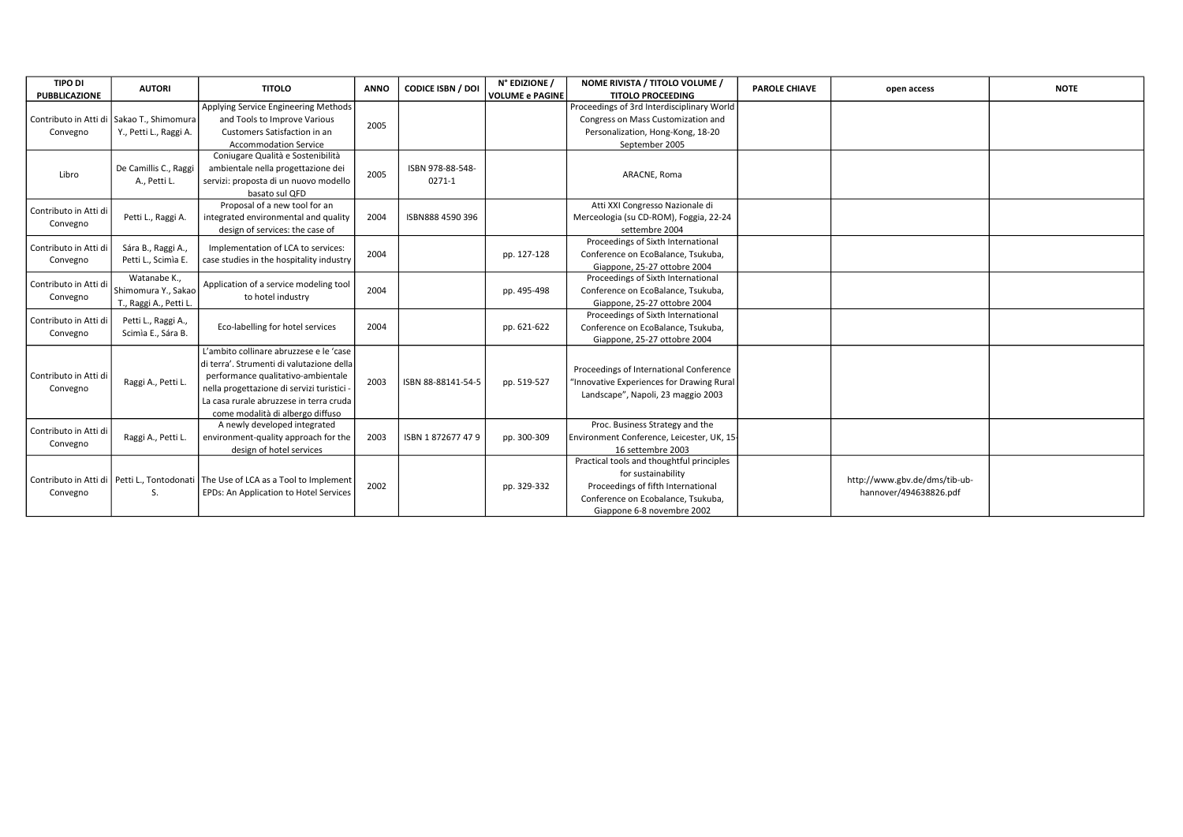| TIPO DI PUBBLICAZIONE | AUTORI | TITOLO | ANNO | CODICE ISBN / DOI | N° EDIZIONE / VOLUME e PAGINE | NOME RIVISTA / TITOLO VOLUME / TITOLO PROCEEDING | PAROLE CHIAVE | open access | NOTE |
|---|---|---|---|---|---|---|---|---|---|
| Contributo in Atti di Convegno | Sakao T., Shimomura Y., Petti L., Raggi A. | Applying Service Engineering Methods and Tools to Improve Various Customers Satisfaction in an Accommodation Service | 2005 | | | Proceedings of 3rd Interdisciplinary World Congress on Mass Customization and Personalization, Hong-Kong, 18-20 September 2005 | | | |
| Libro | De Camillis C., Raggi A., Petti L. | Coniugare Qualità e Sostenibilità ambientale nella progettazione dei servizi: proposta di un nuovo modello basato sul QFD | 2005 | ISBN 978-88-548-0271-1 | | ARACNE, Roma | | | |
| Contributo in Atti di Convegno | Petti L., Raggi A. | Proposal of a new tool for an integrated environmental and quality design of services: the case of | 2004 | ISBN888 4590 396 | | Atti XXI Congresso Nazionale di Merceologia (su CD-ROM), Foggia, 22-24 settembre 2004 | | | |
| Contributo in Atti di Convegno | Sára B., Raggi A., Petti L., Scimìa E. | Implementation of LCA to services: case studies in the hospitality industry | 2004 | | pp. 127-128 | Proceedings of Sixth International Conference on EcoBalance, Tsukuba, Giappone, 25-27 ottobre 2004 | | | |
| Contributo in Atti di Convegno | Watanabe K., Shimomura Y., Sakao T., Raggi A., Petti L. | Application of a service modeling tool to hotel industry | 2004 | | pp. 495-498 | Proceedings of Sixth International Conference on EcoBalance, Tsukuba, Giappone, 25-27 ottobre 2004 | | | |
| Contributo in Atti di Convegno | Petti L., Raggi A., Scimìa E., Sára B. | Eco-labelling for hotel services | 2004 | | pp. 621-622 | Proceedings of Sixth International Conference on EcoBalance, Tsukuba, Giappone, 25-27 ottobre 2004 | | | |
| Contributo in Atti di Convegno | Raggi A., Petti L. | L'ambito collinare abruzzese e le 'case di terra'. Strumenti di valutazione della performance qualitativo-ambientale nella progettazione di servizi turistici - La casa rurale abruzzese in terra cruda come modalità di albergo diffuso | 2003 | ISBN 88-88141-54-5 | pp. 519-527 | Proceedings of International Conference "Innovative Experiences for Drawing Rural Landscape", Napoli, 23 maggio 2003 | | | |
| Contributo in Atti di Convegno | Raggi A., Petti L. | A newly developed integrated environment-quality approach for the design of hotel services | 2003 | ISBN 1 872677 47 9 | pp. 300-309 | Proc. Business Strategy and the Environment Conference, Leicester, UK, 15-16 settembre 2003 | | | |
| Contributo in Atti di Convegno | Petti L., Tontodonati S. | The Use of LCA as a Tool to Implement EPDs: An Application to Hotel Services | 2002 | | pp. 329-332 | Practical tools and thoughtful principles for sustainability Proceedings of fifth International Conference on Ecobalance, Tsukuba, Giappone 6-8 novembre 2002 | | http://www.gbv.de/dms/tib-ub-hannover/494638826.pdf | |